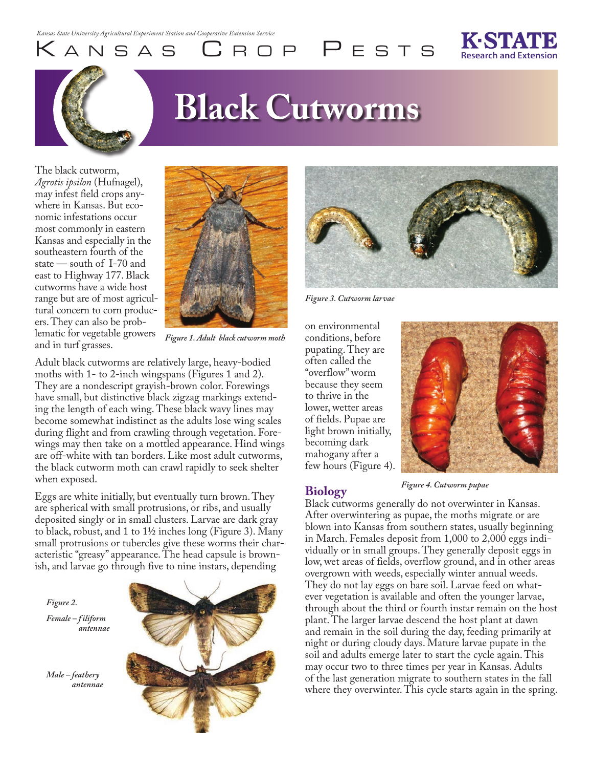Kansas State University Agricultural Experiment Station and Cooperative Extension Service

# Kansas Crop Pests

# Black Cutworms

The black cutworm, *Agrotis ipsilon* (Hufnagel), may infest field crops anywhere in Kansas. But economic infestations occur most commonly in eastern Kansas and especially in the southeastern fourth of the state — south of I-70 and east to Highway 177. Black cutworms have a wide host range but are of most agricultural concern to corn producers. They can also be problematic for vegetable growers and in turf grasses.

*Figure 1. Adult black cutworm moth*

Adult black cutworms are relatively large, heavy-bodied moths with 1- to 2-inch wingspans (Figures 1 and 2). They are a nondescript grayish-brown color. Forewings have small, but distinctive black zigzag markings extending the length of each wing. These black wavy lines may become somewhat indistinct as the adults lose wing scales during flight and from crawling through vegetation. Forewings may then take on a mottled appearance. Hind wings are off-white with tan borders. Like most adult cutworms, the black cutworm moth can crawl rapidly to seek shelter when exposed.

Eggs are white initially, but eventually turn brown. They are spherical with small protrusions, or ribs, and usually deposited singly or in small clusters. Larvae are dark gray to black, robust, and 1 to 1½ inches long (Figure 3). Many small protrusions or tubercles give these worms their characteristic "greasy" appearance. The head capsule is brownish, and larvae go through five to nine instars, depending on environmental conditions, before pupating. They are often called the "overflow" worm because they seem to thrive in the lower, wetter areas of fields. Pupae are light brown initially, becoming dark mahogany after a few hours (Figure 4).

*Figure 2.*

*Female – filiform antennae*

*Male – feathery antennae*

*Figure 3. Cutworm larvae*

*Figure 4. Cutworm pupae*

## Biology

Black cutworms generally do not overwinter in Kansas. After overwintering as pupae, the moths migrate or are blown into Kansas from southern states, usually beginning in March. Females deposit from 1,000 to 2,000 eggs individually or in small groups. They generally deposit eggs in low, wet areas of fields, overflow ground, and in other areas overgrown with weeds, especially winter annual weeds. They do not lay eggs on bare soil. Larvae feed on whatever vegetation is available and often the younger larvae, through about the third or fourth instar remain on the host plant. The larger larvae descend the host plant at dawn and remain in the soil during the day, feeding primarily at night or during cloudy days. Mature larvae pupate in the soil and adults emerge later to start the cycle again. This may occur two to three times per year in Kansas. Adults of the last generation migrate to southern states in the fall where they overwinter. This cycle starts again in the spring.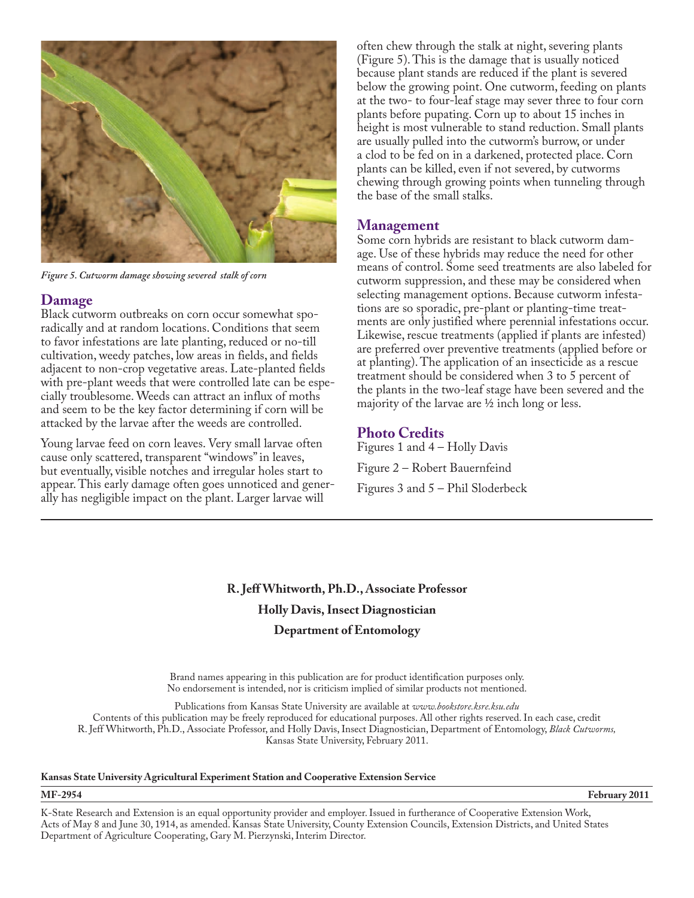*Figure 5. Cutworm damage showing severed stalk of corn*

## Damage

Black cutworm outbreaks on corn occur somewhat sporadically and at random locations. Conditions that seem to favor infestations are late planting, reduced or no-till cultivation, weedy patches, low areas in fields, and fields adjacent to non-crop vegetative areas. Late-planted fields with pre-plant weeds that were controlled late can be especially troublesome. Weeds can attract an influx of moths and seem to be the key factor determining if corn will be attacked by the larvae after the weeds are controlled.

Young larvae feed on corn leaves. Very small larvae often cause only scattered, transparent "windows" in leaves, but eventually, visible notches and irregular holes start to appear. This early damage often goes unnoticed and generally has negligible impact on the plant. Larger larvae will often chew through the stalk at night, severing plants (Figure 5). This is the damage that is usually noticed because plant stands are reduced if the plant is severed below the growing point. One cutworm, feeding on plants at the two- to four-leaf stage may sever three to four corn plants before pupating. Corn up to about 15 inches in height is most vulnerable to stand reduction. Small plants are usually pulled into the cutworm's burrow, or under a clod to be fed on in a darkened, protected place. Corn plants can be killed, even if not severed, by cutworms chewing through growing points when tunneling through the base of the small stalks.

## Management

Some corn hybrids are resistant to black cutworm damage. Use of these hybrids may reduce the need for other means of control. Some seed treatments are also labeled for cutworm suppression, and these may be considered when selecting management options. Because cutworm infestations are so sporadic, pre-plant or planting-time treatments are only justified where perennial infestations occur. Likewise, rescue treatments (applied if plants are infested) are preferred over preventive treatments (applied before or at planting). The application of an insecticide as a rescue treatment should be considered when 3 to 5 percent of the plants in the two-leaf stage have been severed and the majority of the larvae are ½ inch long or less.

## Photo Credits

Figures 1 and 4 – Holly Davis

Figure 2 – Robert Bauernfeind

Figures 3 and 5 – Phil Sloderbeck

---

**R. Jeff Whitworth, Ph.D., Associate Professor**

**Holly Davis, Insect Diagnostician**

**Department of Entomology**

Brand names appearing in this publication are for product identification purposes only. No endorsement is intended, nor is criticism implied of similar products not mentioned.

Publications from Kansas State University are available at *www.bookstore.ksre.ksu.edu*

Contents of this publication may be freely reproduced for educational purposes. All other rights reserved. In each case, credit R. Jeff Whitworth, Ph.D., Associate Professor, and Holly Davis, Insect Diagnostician, Department of Entomology, *Black Cutworms,* Kansas State University, February 2011.

**Kansas State University Agricultural Experiment Station and Cooperative Extension Service**

**MF-2954** **February 2011**

K-State Research and Extension is an equal opportunity provider and employer. Issued in furtherance of Cooperative Extension Work, Acts of May 8 and June 30, 1914, as amended. Kansas State University, County Extension Councils, Extension Districts, and United States Department of Agriculture Cooperating, Gary M. Pierzynski, Interim Director.